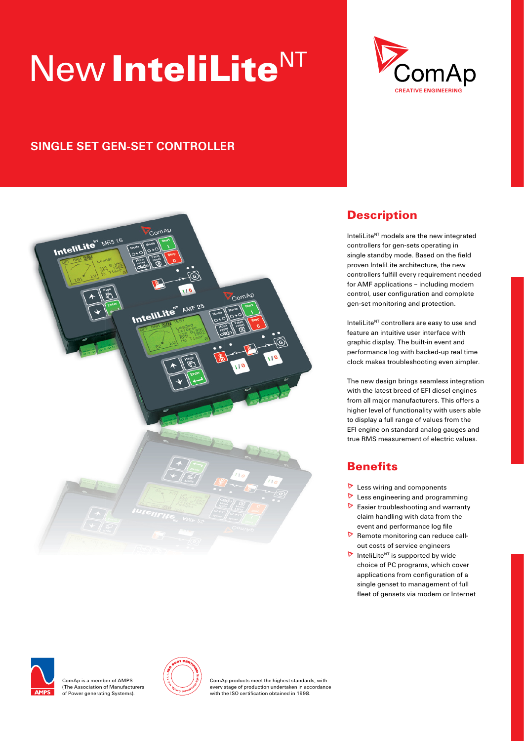# New InteliLite$^{NT}$

ComAp
CREATIVE ENGINEERING

## SINGLE SET GEN-SET CONTROLLER

## Description

InteliLite$^{NT}$ models are the new integrated controllers for gen-sets operating in single standby mode. Based on the field proven InteliLite architecture, the new controllers fulfill every requirement needed for AMF applications – including modem control, user configuration and complete gen-set monitoring and protection.

InteliLite$^{NT}$ controllers are easy to use and feature an intuitive user interface with graphic display. The built-in event and performance log with backed-up real time clock makes troubleshooting even simpler.

The new design brings seamless integration with the latest breed of EFI diesel engines from all major manufacturers. This offers a higher level of functionality with users able to display a full range of values from the EFI engine on standard analog gauges and true RMS measurement of electric values.

## Benefits

- Less wiring and components
- Less engineering and programming
- Easier troubleshooting and warranty claim handling with data from the event and performance log file
- Remote monitoring can reduce call-out costs of service engineers
- InteliLite$^{NT}$ is supported by wide choice of PC programs, which cover applications from configuration of a single genset to management of full fleet of gensets via modem or Internet

ComAp is a member of AMPS (The Association of Manufacturers of Power generating Systems).

ComAp products meet the highest standards, with every stage of production undertaken in accordance with the ISO certification obtained in 1998.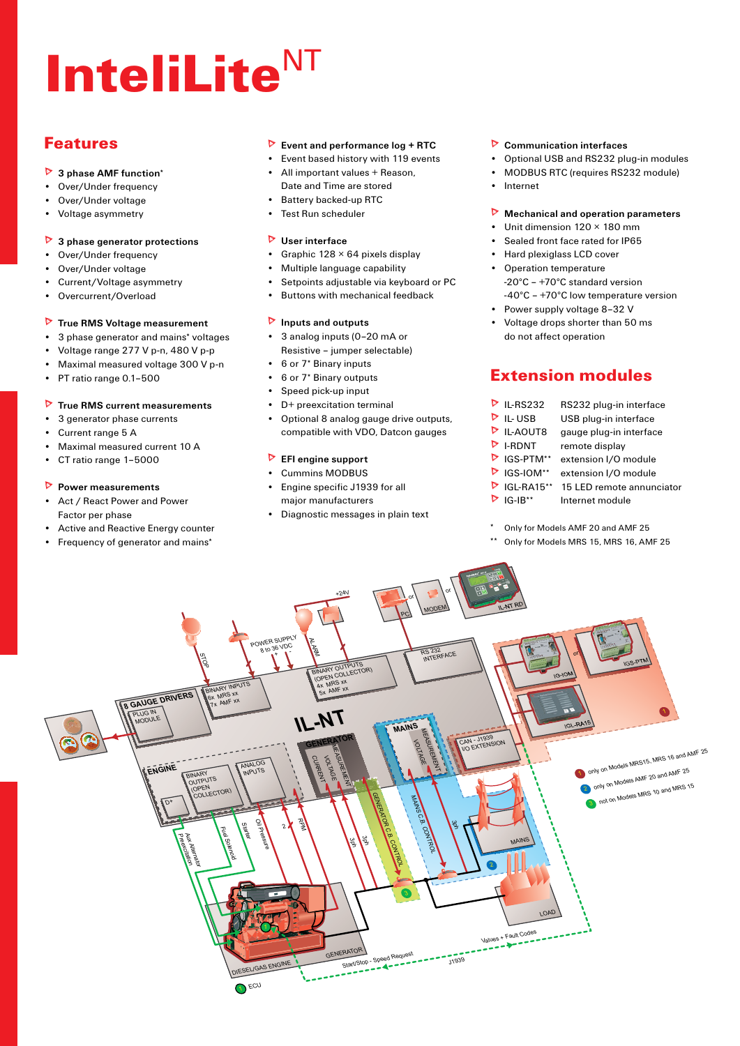# InteliLite[NT]

## Features

**3 phase AMF function***
- Over/Under frequency
- Over/Under voltage
- Voltage asymmetry

**3 phase generator protections**
- Over/Under frequency
- Over/Under voltage
- Current/Voltage asymmetry
- Overcurrent/Overload

**True RMS Voltage measurement**
- 3 phase generator and mains* voltages
- Voltage range 277 V p-n, 480 V p-p
- Maximal measured voltage 300 V p-n
- PT ratio range 0.1–500

**True RMS current measurements**
- 3 generator phase currents
- Current range 5 A
- Maximal measured current 10 A
- CT ratio range 1–5000

**Power measurements**
- Act / React Power and Power Factor per phase
- Active and Reactive Energy counter
- Frequency of generator and mains*

**Event and performance log + RTC**
- Event based history with 119 events
- All important values + Reason, Date and Time are stored
- Battery backed-up RTC
- Test Run scheduler

**User interface**
- Graphic 128 × 64 pixels display
- Multiple language capability
- Setpoints adjustable via keyboard or PC
- Buttons with mechanical feedback

**Inputs and outputs**
- 3 analog inputs (0–20 mA or Resistive – jumper selectable)
- 6 or 7* Binary inputs
- 6 or 7* Binary outputs
- Speed pick-up input
- D+ preexcitation terminal
- Optional 8 analog gauge drive outputs, compatible with VDO, Datcon gauges

**EFI engine support**
- Cummins MODBUS
- Engine specific J1939 for all major manufacturers
- Diagnostic messages in plain text

**Communication interfaces**
- Optional USB and RS232 plug-in modules
- MODBUS RTC (requires RS232 module)
- Internet

**Mechanical and operation parameters**
- Unit dimension 120 × 180 mm
- Sealed front face rated for IP65
- Hard plexiglass LCD cover
- Operation temperature
  -20°C – +70°C standard version
  -40°C – +70°C low temperature version
- Power supply voltage 8–32 V
- Voltage drops shorter than 50 ms do not affect operation

## Extension modules

| Module | Description |
|---|---|
| IL-RS232 | RS232 plug-in interface |
| IL- USB | USB plug-in interface |
| IL-AOUT8 | gauge plug-in interface |
| I-RDNT | remote display |
| IGS-PTM** | extension I/O module |
| IGS-IOM** | extension I/O module |
| IGL-RA15** | 15 LED remote annunciator |
| IG-IB** | Internet module |

\* Only for Models AMF 20 and AMF 25

\*\* Only for Models MRS 15, MRS 16, AMF 25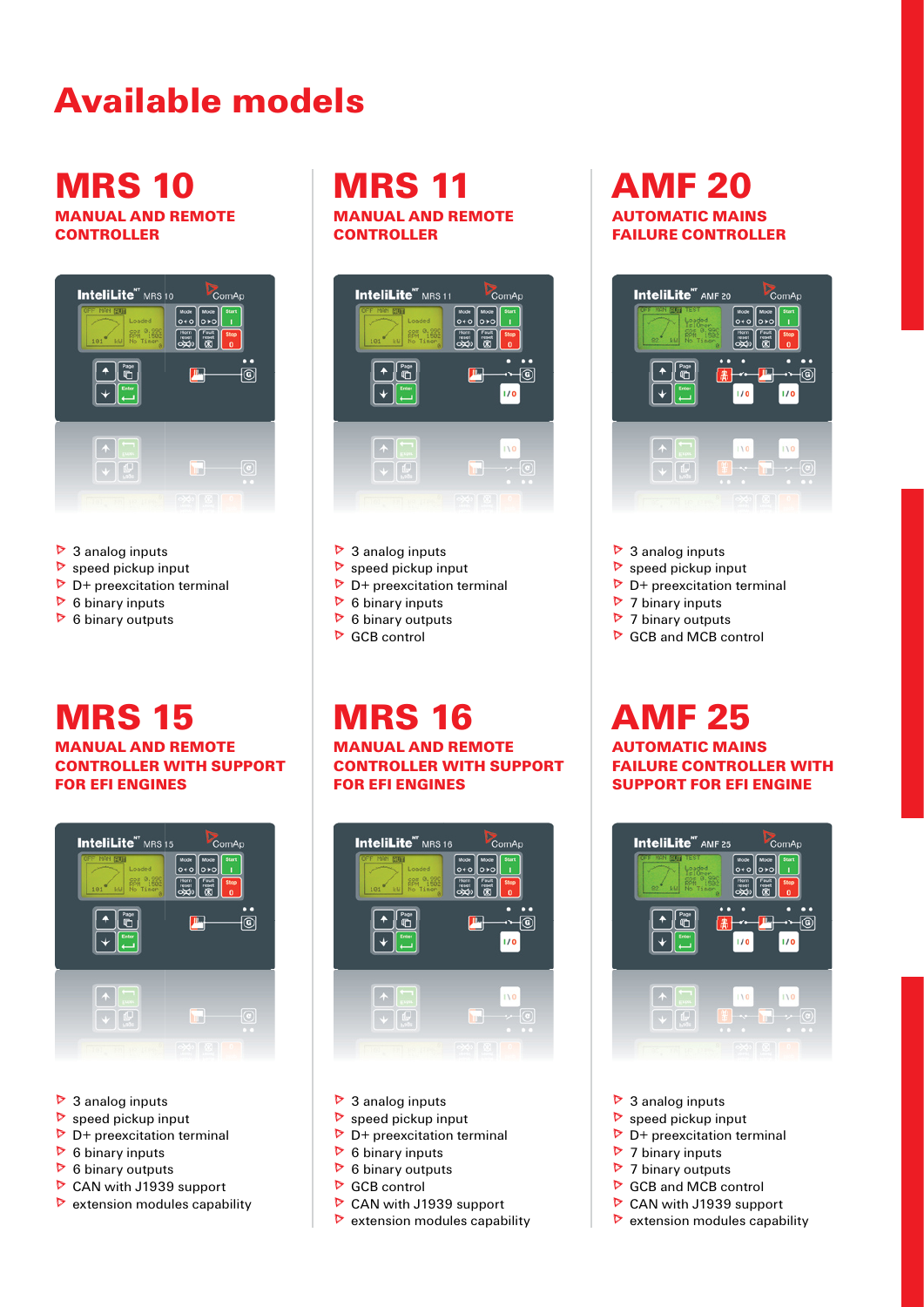# Available models

## MRS 10

**MANUAL AND REMOTE CONTROLLER**

- 3 analog inputs
- speed pickup input
- D+ preexcitation terminal
- 6 binary inputs
- 6 binary outputs

## MRS 11

**MANUAL AND REMOTE CONTROLLER**

- 3 analog inputs
- speed pickup input
- D+ preexcitation terminal
- 6 binary inputs
- 6 binary outputs
- GCB control

## AMF 20

**AUTOMATIC MAINS FAILURE CONTROLLER**

- 3 analog inputs
- speed pickup input
- D+ preexcitation terminal
- 7 binary inputs
- 7 binary outputs
- GCB and MCB control

## MRS 15

**MANUAL AND REMOTE CONTROLLER WITH SUPPORT FOR EFI ENGINES**

- 3 analog inputs
- speed pickup input
- D+ preexcitation terminal
- 6 binary inputs
- 6 binary outputs
- CAN with J1939 support
- extension modules capability

## MRS 16

**MANUAL AND REMOTE CONTROLLER WITH SUPPORT FOR EFI ENGINES**

- 3 analog inputs
- speed pickup input
- D+ preexcitation terminal
- 6 binary inputs
- 6 binary outputs
- GCB control
- CAN with J1939 support
- extension modules capability

## AMF 25

**AUTOMATIC MAINS FAILURE CONTROLLER WITH SUPPORT FOR EFI ENGINE**

- 3 analog inputs
- speed pickup input
- D+ preexcitation terminal
- 7 binary inputs
- 7 binary outputs
- GCB and MCB control
- CAN with J1939 support
- extension modules capability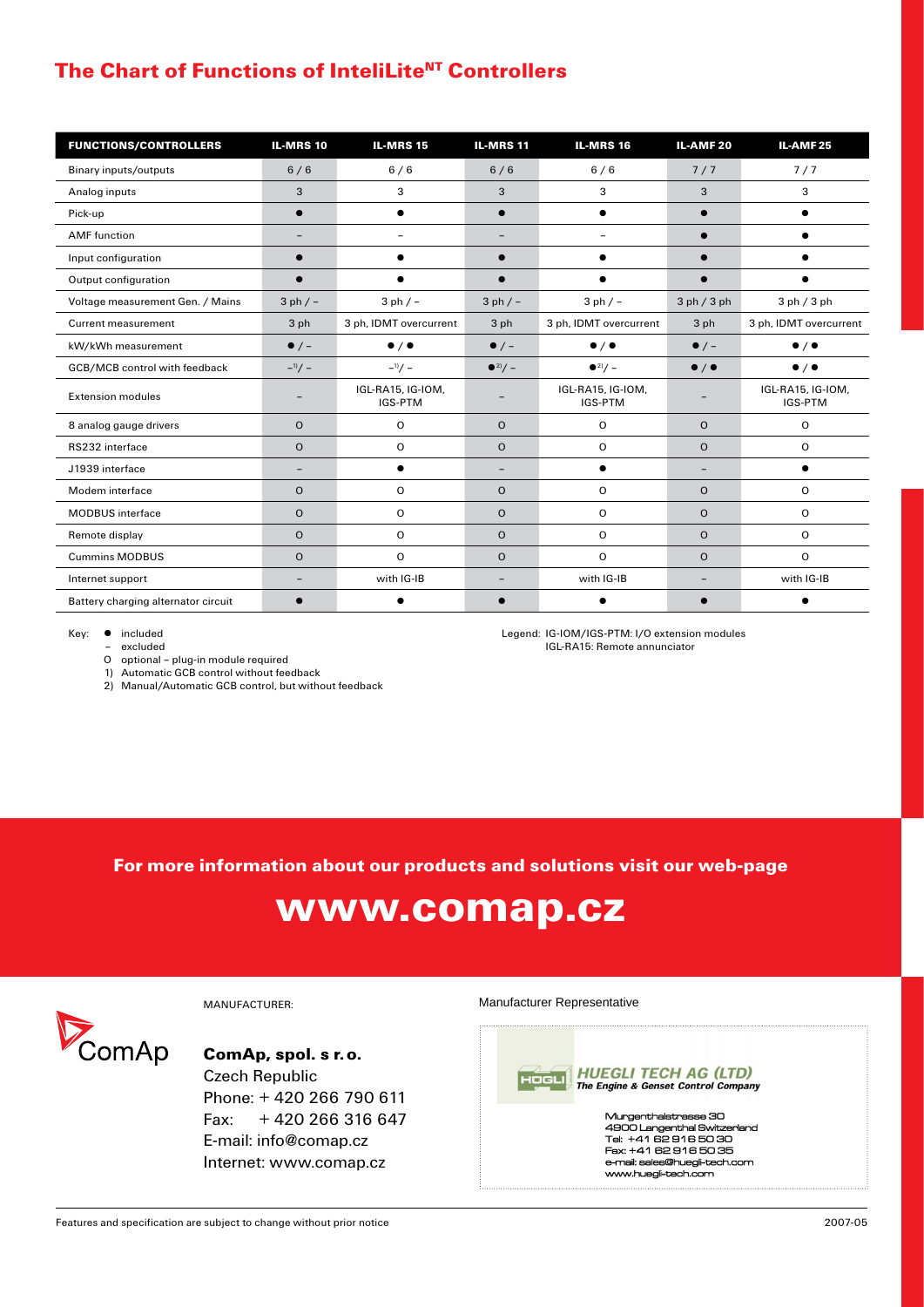## The Chart of Functions of InteliLite$^{NT}$ Controllers

| FUNCTIONS/CONTROLLERS | IL-MRS 10 | IL-MRS 15 | IL-MRS 11 | IL-MRS 16 | IL-AMF 20 | IL-AMF 25 |
|---|---|---|---|---|---|---|
| Binary inputs/outputs | 6 / 6 | 6 / 6 | 6 / 6 | 6 / 6 | 7 / 7 | 7 / 7 |
| Analog inputs | 3 | 3 | 3 | 3 | 3 | 3 |
| Pick-up | ● | ● | ● | ● | ● | ● |
| AMF function | – | – | – | – | ● | ● |
| Input configuration | ● | ● | ● | ● | ● | ● |
| Output configuration | ● | ● | ● | ● | ● | ● |
| Voltage measurement Gen. / Mains | 3 ph / – | 3 ph / – | 3 ph / – | 3 ph / – | 3 ph / 3 ph | 3 ph / 3 ph |
| Current measurement | 3 ph | 3 ph, IDMT overcurrent | 3 ph | 3 ph, IDMT overcurrent | 3 ph | 3 ph, IDMT overcurrent |
| kW/kWh measurement | ● / – | ● / ● | ● / – | ● / ● | ● / – | ● / ● |
| GCB/MCB control with feedback | –[1] / – | –[1] / – | ●[2] / – | ●[2] / – | ● / ● | ● / ● |
| Extension modules | – | IGL-RA15, IG-IOM, IGS-PTM | – | IGL-RA15, IG-IOM, IGS-PTM | – | IGL-RA15, IG-IOM, IGS-PTM |
| 8 analog gauge drivers | O | O | O | O | O | O |
| RS232 interface | O | O | O | O | O | O |
| J1939 interface | – | ● | – | ● | – | ● |
| Modem interface | O | O | O | O | O | O |
| MODBUS interface | O | O | O | O | O | O |
| Remote display | O | O | O | O | O | O |
| Cummins MODBUS | O | O | O | O | O | O |
| Internet support | – | with IG-IB | – | with IG-IB | – | with IG-IB |
| Battery charging alternator circuit | ● | ● | ● | ● | ● | ● |

Key:
- ● included
- – excluded
- O optional – plug-in module required
- 1) Automatic GCB control without feedback
- 2) Manual/Automatic GCB control, but without feedback

Legend: IG-IOM/IGS-PTM: I/O extension modules
IGL-RA15: Remote annunciator

**For more information about our products and solutions visit our web-page**

# www.comap.cz

MANUFACTURER:

**ComAp, spol. s r. o.**
Czech Republic
Phone: + 420 266 790 611
Fax: + 420 266 316 647
E-mail: info@comap.cz
Internet: www.comap.cz

Manufacturer Representative

***HUEGLI TECH AG (LTD)***
*The Engine & Genset Control Company*

Murgenthalstrasse 30
4900 Langenthal Switzerland
Tel: +41 62 916 50 30
Fax: +41 62 916 50 35
e-mail: sales@huegli-tech.com
www.huegli-tech.com

Features and specification are subject to change without prior notice

2007-05